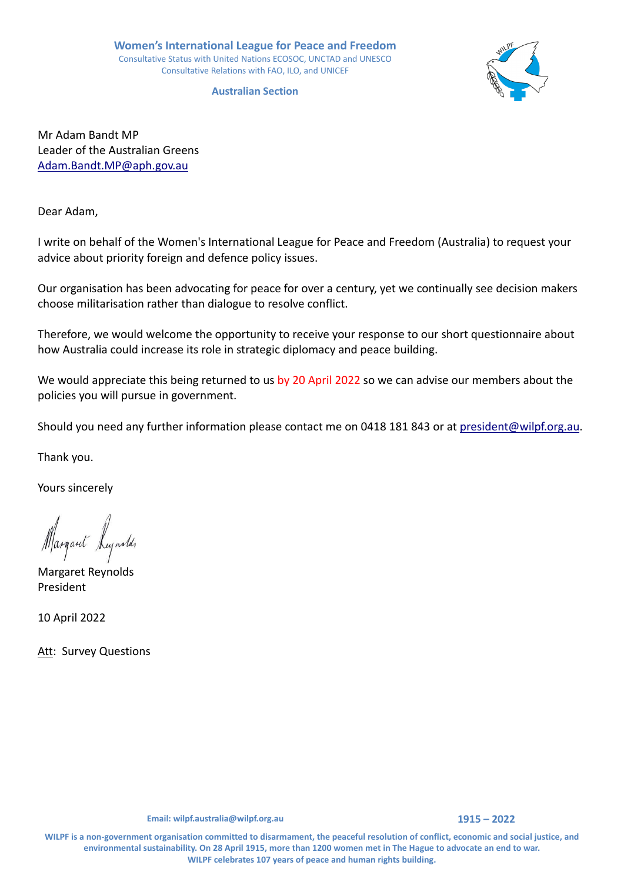**Women's International League for Peace and Freedom**
Consultative Status with United Nations ECOSOC, UNCTAD and UNESCO
Consultative Relations with FAO, ILO, and UNICEF

**Australian Section**

Mr Adam Bandt MP
Leader of the Australian Greens
Adam.Bandt.MP@aph.gov.au

Dear Adam,

I write on behalf of the Women's International League for Peace and Freedom (Australia) to request your advice about priority foreign and defence policy issues.

Our organisation has been advocating for peace for over a century, yet we continually see decision makers choose militarisation rather than dialogue to resolve conflict.

Therefore, we would welcome the opportunity to receive your response to our short questionnaire about how Australia could increase its role in strategic diplomacy and peace building.

We would appreciate this being returned to us by 20 April 2022 so we can advise our members about the policies you will pursue in government.

Should you need any further information please contact me on 0418 181 843 or at president@wilpf.org.au.

Thank you.

Yours sincerely

Margaret Reynolds
President

10 April 2022

Att: Survey Questions

**Email: wilpf.australia@wilpf.org.au** **1915 – 2022**

**WILPF is a non-government organisation committed to disarmament, the peaceful resolution of conflict, economic and social justice, and environmental sustainability. On 28 April 1915, more than 1200 women met in The Hague to advocate an end to war. WILPF celebrates 107 years of peace and human rights building.**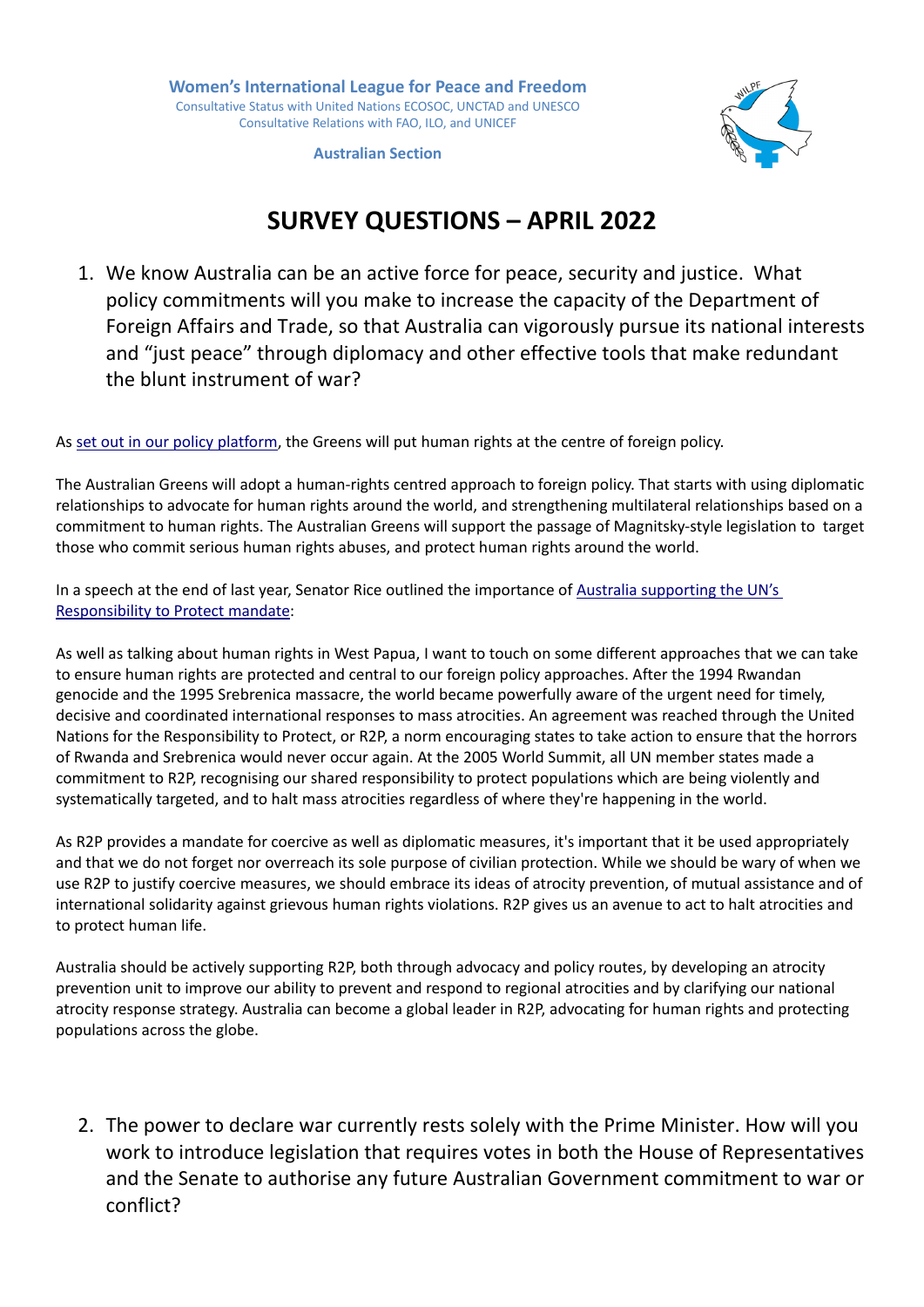**Women's International League for Peace and Freedom**
Consultative Status with United Nations ECOSOC, UNCTAD and UNESCO
Consultative Relations with FAO, ILO, and UNICEF

**Australian Section**

# SURVEY QUESTIONS – APRIL 2022

1. We know Australia can be an active force for peace, security and justice. What policy commitments will you make to increase the capacity of the Department of Foreign Affairs and Trade, so that Australia can vigorously pursue its national interests and "just peace" through diplomacy and other effective tools that make redundant the blunt instrument of war?

As set out in our policy platform, the Greens will put human rights at the centre of foreign policy.

The Australian Greens will adopt a human-rights centred approach to foreign policy. That starts with using diplomatic relationships to advocate for human rights around the world, and strengthening multilateral relationships based on a commitment to human rights. The Australian Greens will support the passage of Magnitsky-style legislation to target those who commit serious human rights abuses, and protect human rights around the world.

In a speech at the end of last year, Senator Rice outlined the importance of Australia supporting the UN's Responsibility to Protect mandate:

As well as talking about human rights in West Papua, I want to touch on some different approaches that we can take to ensure human rights are protected and central to our foreign policy approaches. After the 1994 Rwandan genocide and the 1995 Srebrenica massacre, the world became powerfully aware of the urgent need for timely, decisive and coordinated international responses to mass atrocities. An agreement was reached through the United Nations for the Responsibility to Protect, or R2P, a norm encouraging states to take action to ensure that the horrors of Rwanda and Srebrenica would never occur again. At the 2005 World Summit, all UN member states made a commitment to R2P, recognising our shared responsibility to protect populations which are being violently and systematically targeted, and to halt mass atrocities regardless of where they're happening in the world.

As R2P provides a mandate for coercive as well as diplomatic measures, it's important that it be used appropriately and that we do not forget nor overreach its sole purpose of civilian protection. While we should be wary of when we use R2P to justify coercive measures, we should embrace its ideas of atrocity prevention, of mutual assistance and of international solidarity against grievous human rights violations. R2P gives us an avenue to act to halt atrocities and to protect human life.

Australia should be actively supporting R2P, both through advocacy and policy routes, by developing an atrocity prevention unit to improve our ability to prevent and respond to regional atrocities and by clarifying our national atrocity response strategy. Australia can become a global leader in R2P, advocating for human rights and protecting populations across the globe.

2. The power to declare war currently rests solely with the Prime Minister. How will you work to introduce legislation that requires votes in both the House of Representatives and the Senate to authorise any future Australian Government commitment to war or conflict?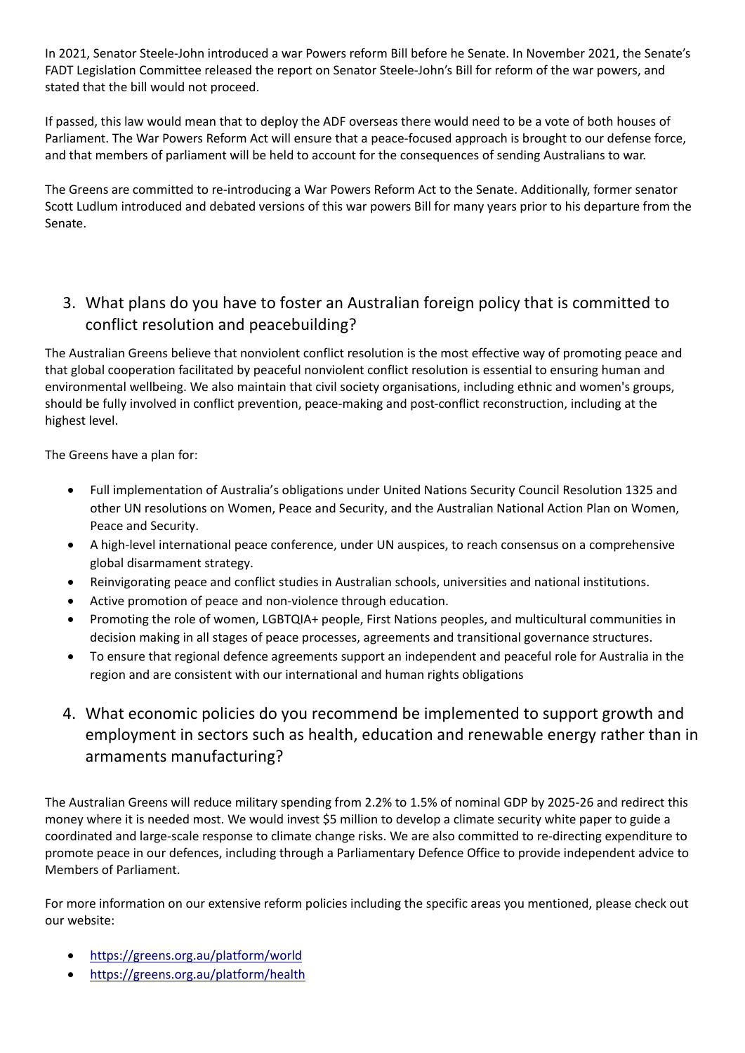In 2021, Senator Steele-John introduced a war Powers reform Bill before he Senate. In November 2021, the Senate's FADT Legislation Committee released the report on Senator Steele-John's Bill for reform of the war powers, and stated that the bill would not proceed.

If passed, this law would mean that to deploy the ADF overseas there would need to be a vote of both houses of Parliament. The War Powers Reform Act will ensure that a peace-focused approach is brought to our defense force, and that members of parliament will be held to account for the consequences of sending Australians to war.

The Greens are committed to re-introducing a War Powers Reform Act to the Senate. Additionally, former senator Scott Ludlum introduced and debated versions of this war powers Bill for many years prior to his departure from the Senate.

## 3. What plans do you have to foster an Australian foreign policy that is committed to conflict resolution and peacebuilding?

The Australian Greens believe that nonviolent conflict resolution is the most effective way of promoting peace and that global cooperation facilitated by peaceful nonviolent conflict resolution is essential to ensuring human and environmental wellbeing. We also maintain that civil society organisations, including ethnic and women's groups, should be fully involved in conflict prevention, peace-making and post-conflict reconstruction, including at the highest level.

The Greens have a plan for:

- Full implementation of Australia's obligations under United Nations Security Council Resolution 1325 and other UN resolutions on Women, Peace and Security, and the Australian National Action Plan on Women, Peace and Security.
- A high-level international peace conference, under UN auspices, to reach consensus on a comprehensive global disarmament strategy.
- Reinvigorating peace and conflict studies in Australian schools, universities and national institutions.
- Active promotion of peace and non-violence through education.
- Promoting the role of women, LGBTQIA+ people, First Nations peoples, and multicultural communities in decision making in all stages of peace processes, agreements and transitional governance structures.
- To ensure that regional defence agreements support an independent and peaceful role for Australia in the region and are consistent with our international and human rights obligations

## 4. What economic policies do you recommend be implemented to support growth and employment in sectors such as health, education and renewable energy rather than in armaments manufacturing?

The Australian Greens will reduce military spending from 2.2% to 1.5% of nominal GDP by 2025-26 and redirect this money where it is needed most. We would invest $5 million to develop a climate security white paper to guide a coordinated and large-scale response to climate change risks. We are also committed to re-directing expenditure to promote peace in our defences, including through a Parliamentary Defence Office to provide independent advice to Members of Parliament.

For more information on our extensive reform policies including the specific areas you mentioned, please check out our website:

- https://greens.org.au/platform/world
- https://greens.org.au/platform/health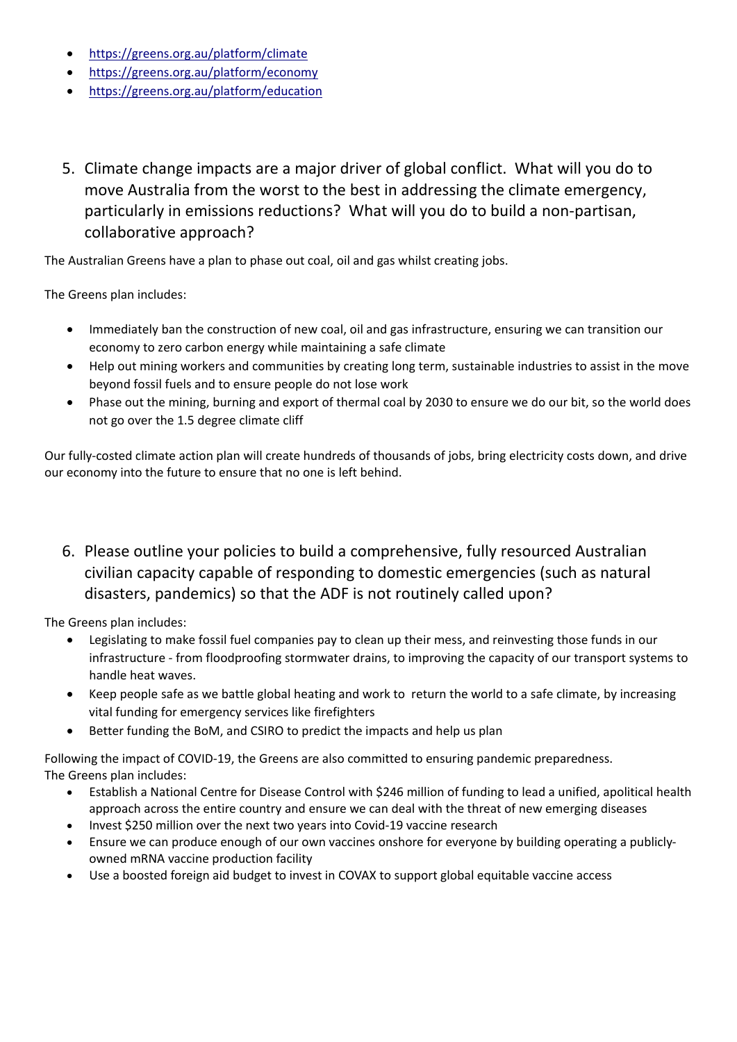- https://greens.org.au/platform/climate
- https://greens.org.au/platform/economy
- https://greens.org.au/platform/education

5. Climate change impacts are a major driver of global conflict. What will you do to move Australia from the worst to the best in addressing the climate emergency, particularly in emissions reductions? What will you do to build a non-partisan, collaborative approach?

The Australian Greens have a plan to phase out coal, oil and gas whilst creating jobs.

The Greens plan includes:

- Immediately ban the construction of new coal, oil and gas infrastructure, ensuring we can transition our economy to zero carbon energy while maintaining a safe climate
- Help out mining workers and communities by creating long term, sustainable industries to assist in the move beyond fossil fuels and to ensure people do not lose work
- Phase out the mining, burning and export of thermal coal by 2030 to ensure we do our bit, so the world does not go over the 1.5 degree climate cliff

Our fully-costed climate action plan will create hundreds of thousands of jobs, bring electricity costs down, and drive our economy into the future to ensure that no one is left behind.

6. Please outline your policies to build a comprehensive, fully resourced Australian civilian capacity capable of responding to domestic emergencies (such as natural disasters, pandemics) so that the ADF is not routinely called upon?

The Greens plan includes:

- Legislating to make fossil fuel companies pay to clean up their mess, and reinvesting those funds in our infrastructure - from floodproofing stormwater drains, to improving the capacity of our transport systems to handle heat waves.
- Keep people safe as we battle global heating and work to return the world to a safe climate, by increasing vital funding for emergency services like firefighters
- Better funding the BoM, and CSIRO to predict the impacts and help us plan

Following the impact of COVID-19, the Greens are also committed to ensuring pandemic preparedness.
The Greens plan includes:

- Establish a National Centre for Disease Control with $246 million of funding to lead a unified, apolitical health approach across the entire country and ensure we can deal with the threat of new emerging diseases
- Invest $250 million over the next two years into Covid-19 vaccine research
- Ensure we can produce enough of our own vaccines onshore for everyone by building operating a publicly-owned mRNA vaccine production facility
- Use a boosted foreign aid budget to invest in COVAX to support global equitable vaccine access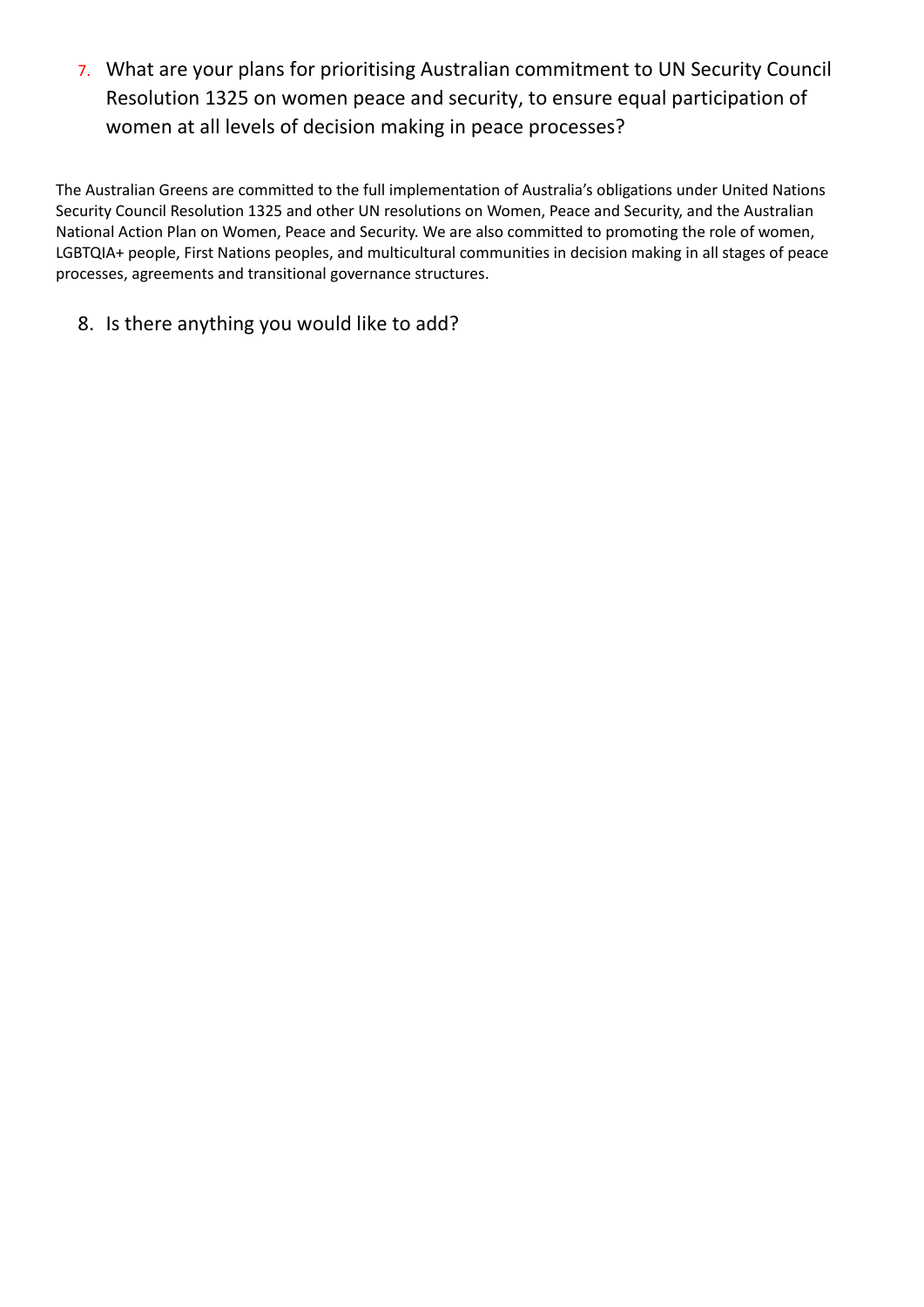7. What are your plans for prioritising Australian commitment to UN Security Council Resolution 1325 on women peace and security, to ensure equal participation of women at all levels of decision making in peace processes?

The Australian Greens are committed to the full implementation of Australia's obligations under United Nations Security Council Resolution 1325 and other UN resolutions on Women, Peace and Security, and the Australian National Action Plan on Women, Peace and Security. We are also committed to promoting the role of women, LGBTQIA+ people, First Nations peoples, and multicultural communities in decision making in all stages of peace processes, agreements and transitional governance structures.

8. Is there anything you would like to add?